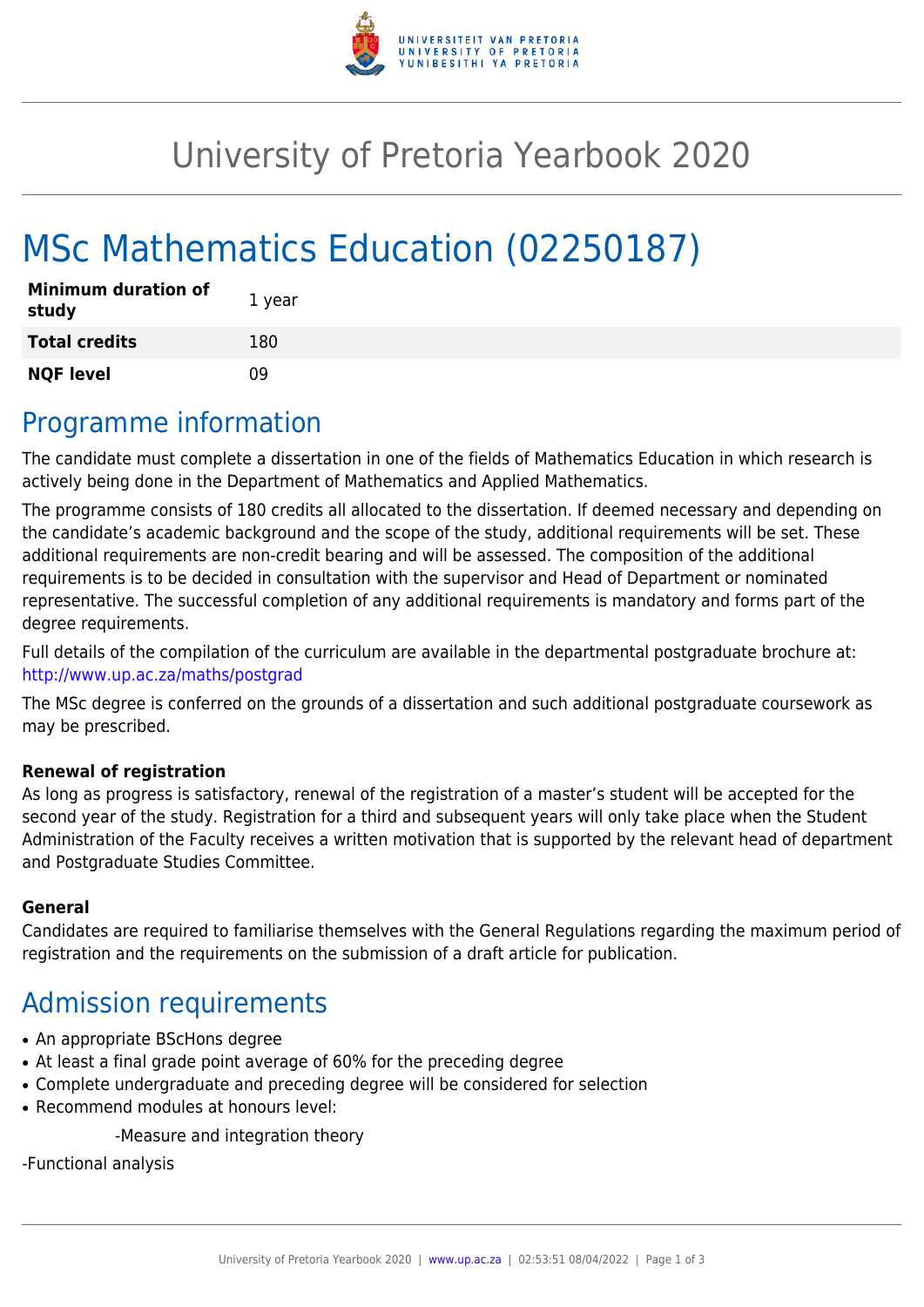# University of Pretoria Yearbook 2020

# MSc Mathematics Education (02250187)

| | |
|---|---|
| **Minimum duration of study** | 1 year |
| **Total credits** | 180 |
| **NQF level** | 09 |

## Programme information

The candidate must complete a dissertation in one of the fields of Mathematics Education in which research is actively being done in the Department of Mathematics and Applied Mathematics.

The programme consists of 180 credits all allocated to the dissertation. If deemed necessary and depending on the candidate's academic background and the scope of the study, additional requirements will be set. These additional requirements are non-credit bearing and will be assessed. The composition of the additional requirements is to be decided in consultation with the supervisor and Head of Department or nominated representative. The successful completion of any additional requirements is mandatory and forms part of the degree requirements.

Full details of the compilation of the curriculum are available in the departmental postgraduate brochure at: http://www.up.ac.za/maths/postgrad

The MSc degree is conferred on the grounds of a dissertation and such additional postgraduate coursework as may be prescribed.

### Renewal of registration

As long as progress is satisfactory, renewal of the registration of a master's student will be accepted for the second year of the study. Registration for a third and subsequent years will only take place when the Student Administration of the Faculty receives a written motivation that is supported by the relevant head of department and Postgraduate Studies Committee.

### General

Candidates are required to familiarise themselves with the General Regulations regarding the maximum period of registration and the requirements on the submission of a draft article for publication.

## Admission requirements

- An appropriate BScHons degree
- At least a final grade point average of 60% for the preceding degree
- Complete undergraduate and preceding degree will be considered for selection
- Recommend modules at honours level:

  -Measure and integration theory

-Functional analysis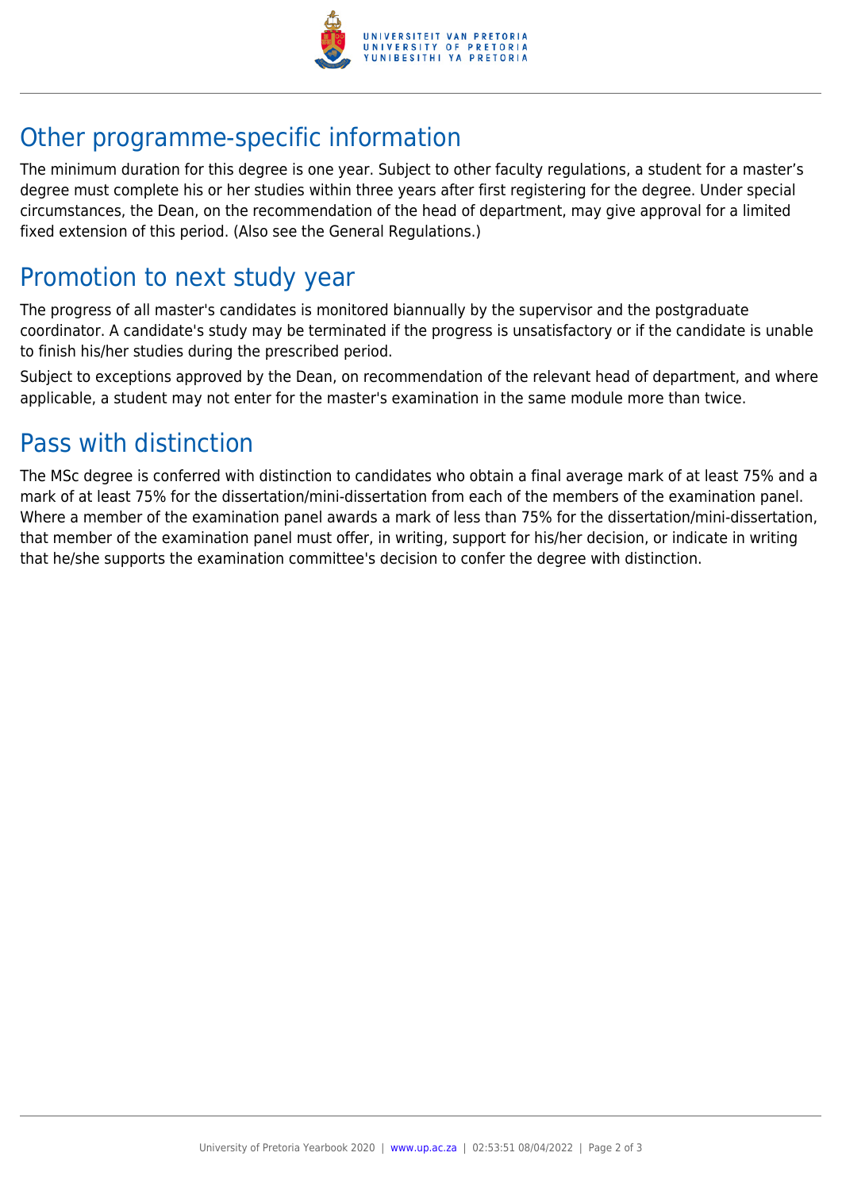## Other programme-specific information

The minimum duration for this degree is one year. Subject to other faculty regulations, a student for a master's degree must complete his or her studies within three years after first registering for the degree. Under special circumstances, the Dean, on the recommendation of the head of department, may give approval for a limited fixed extension of this period. (Also see the General Regulations.)

## Promotion to next study year

The progress of all master's candidates is monitored biannually by the supervisor and the postgraduate coordinator. A candidate's study may be terminated if the progress is unsatisfactory or if the candidate is unable to finish his/her studies during the prescribed period.

Subject to exceptions approved by the Dean, on recommendation of the relevant head of department, and where applicable, a student may not enter for the master's examination in the same module more than twice.

## Pass with distinction

The MSc degree is conferred with distinction to candidates who obtain a final average mark of at least 75% and a mark of at least 75% for the dissertation/mini-dissertation from each of the members of the examination panel. Where a member of the examination panel awards a mark of less than 75% for the dissertation/mini-dissertation, that member of the examination panel must offer, in writing, support for his/her decision, or indicate in writing that he/she supports the examination committee's decision to confer the degree with distinction.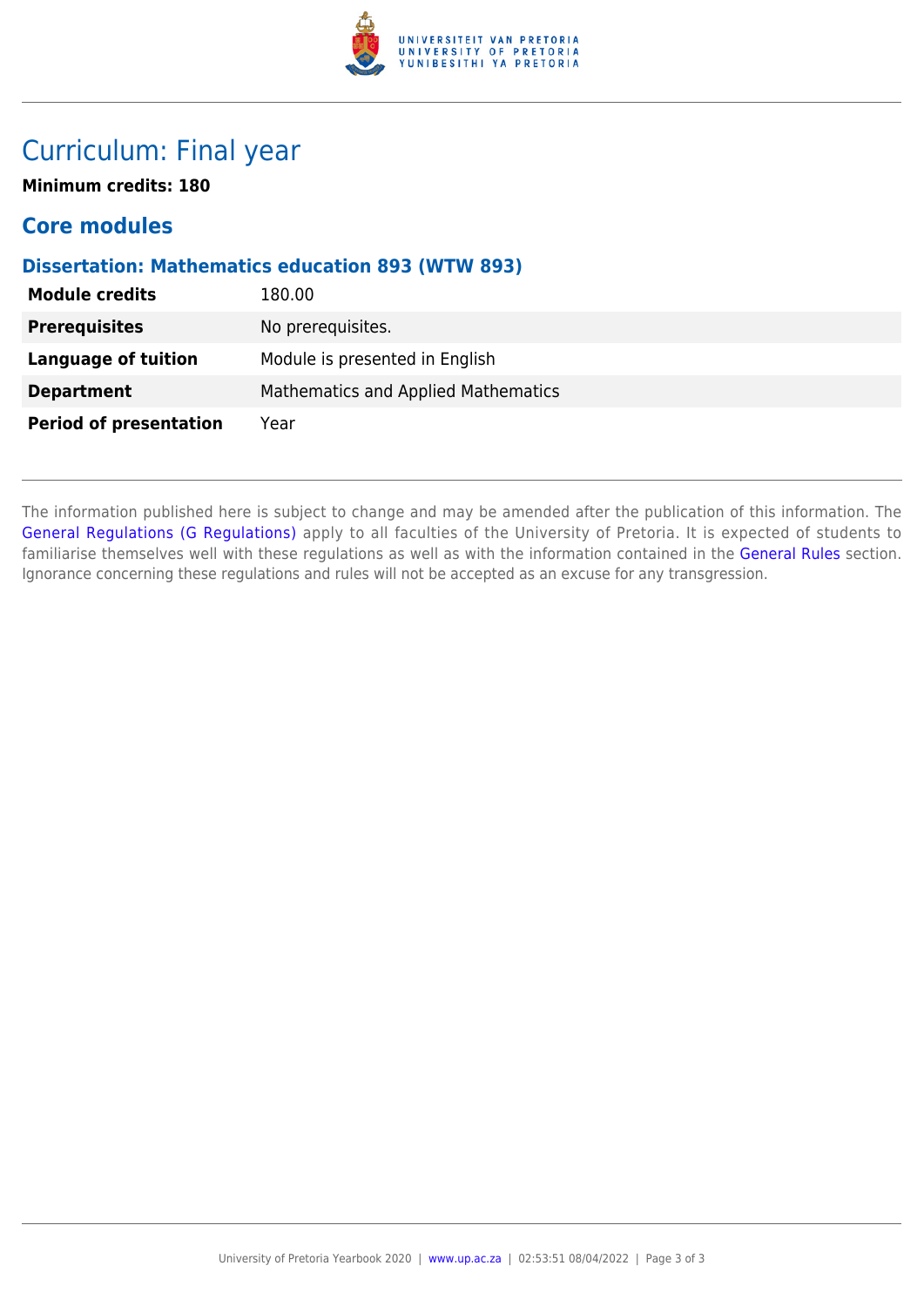# Curriculum: Final year

**Minimum credits: 180**

## Core modules

### Dissertation: Mathematics education 893 (WTW 893)

| | |
|---|---|
| **Module credits** | 180.00 |
| **Prerequisites** | No prerequisites. |
| **Language of tuition** | Module is presented in English |
| **Department** | Mathematics and Applied Mathematics |
| **Period of presentation** | Year |

The information published here is subject to change and may be amended after the publication of this information. The General Regulations (G Regulations) apply to all faculties of the University of Pretoria. It is expected of students to familiarise themselves well with these regulations as well as with the information contained in the General Rules section. Ignorance concerning these regulations and rules will not be accepted as an excuse for any transgression.